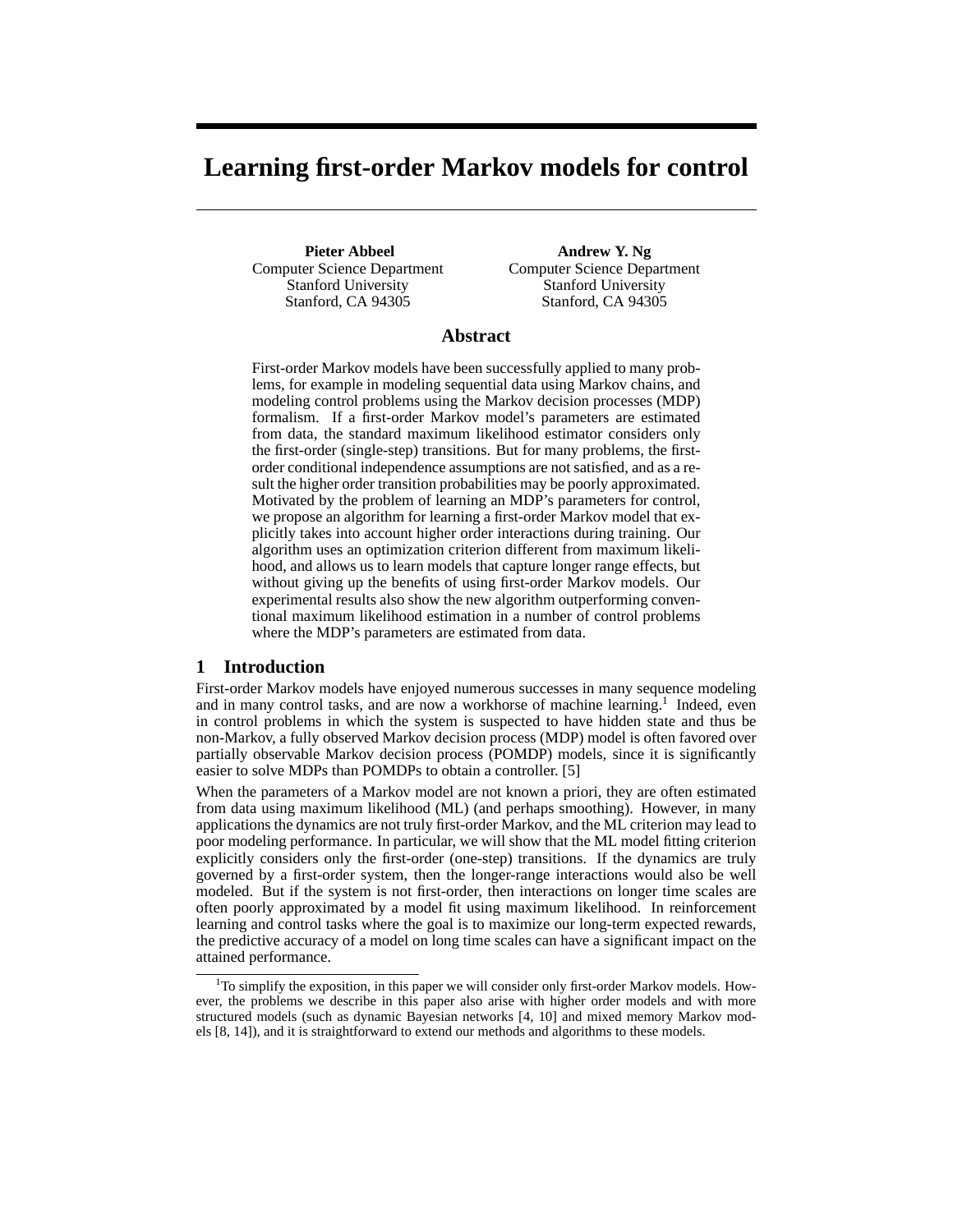# Learning first-order Markov models for control

**Pieter Abbeel**
Computer Science Department
Stanford University
Stanford, CA 94305

**Andrew Y. Ng**
Computer Science Department
Stanford University
Stanford, CA 94305

## Abstract

First-order Markov models have been successfully applied to many problems, for example in modeling sequential data using Markov chains, and modeling control problems using the Markov decision processes (MDP) formalism. If a first-order Markov model's parameters are estimated from data, the standard maximum likelihood estimator considers only the first-order (single-step) transitions. But for many problems, the first-order conditional independence assumptions are not satisfied, and as a result the higher order transition probabilities may be poorly approximated. Motivated by the problem of learning an MDP's parameters for control, we propose an algorithm for learning a first-order Markov model that explicitly takes into account higher order interactions during training. Our algorithm uses an optimization criterion different from maximum likelihood, and allows us to learn models that capture longer range effects, but without giving up the benefits of using first-order Markov models. Our experimental results also show the new algorithm outperforming conventional maximum likelihood estimation in a number of control problems where the MDP's parameters are estimated from data.

## 1 Introduction

First-order Markov models have enjoyed numerous successes in many sequence modeling and in many control tasks, and are now a workhorse of machine learning.[1] Indeed, even in control problems in which the system is suspected to have hidden state and thus be non-Markov, a fully observed Markov decision process (MDP) model is often favored over partially observable Markov decision process (POMDP) models, since it is significantly easier to solve MDPs than POMDPs to obtain a controller. [5]

When the parameters of a Markov model are not known a priori, they are often estimated from data using maximum likelihood (ML) (and perhaps smoothing). However, in many applications the dynamics are not truly first-order Markov, and the ML criterion may lead to poor modeling performance. In particular, we will show that the ML model fitting criterion explicitly considers only the first-order (one-step) transitions. If the dynamics are truly governed by a first-order system, then the longer-range interactions would also be well modeled. But if the system is not first-order, then interactions on longer time scales are often poorly approximated by a model fit using maximum likelihood. In reinforcement learning and control tasks where the goal is to maximize our long-term expected rewards, the predictive accuracy of a model on long time scales can have a significant impact on the attained performance.

[1] To simplify the exposition, in this paper we will consider only first-order Markov models. However, the problems we describe in this paper also arise with higher order models and with more structured models (such as dynamic Bayesian networks [4, 10] and mixed memory Markov models [8, 14]), and it is straightforward to extend our methods and algorithms to these models.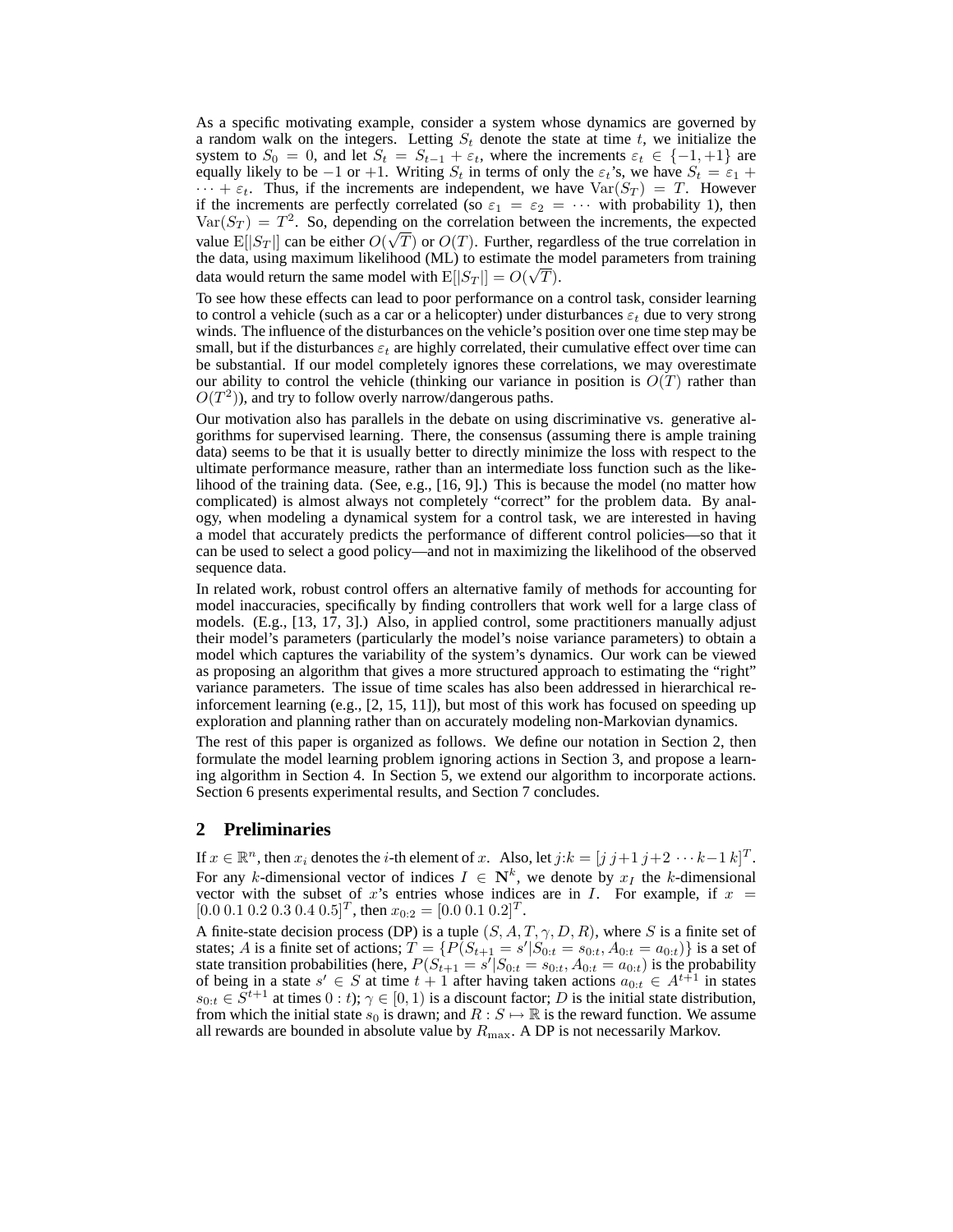As a specific motivating example, consider a system whose dynamics are governed by a random walk on the integers. Letting $S_t$ denote the state at time $t$, we initialize the system to $S_0 = 0$, and let $S_t = S_{t-1} + \varepsilon_t$, where the increments $\varepsilon_t \in \{-1, +1\}$ are equally likely to be $-1$ or $+1$. Writing $S_t$ in terms of only the $\varepsilon_t$'s, we have $S_t = \varepsilon_1 + \cdots + \varepsilon_t$. Thus, if the increments are independent, we have $\mathrm{Var}(S_T) = T$. However if the increments are perfectly correlated (so $\varepsilon_1 = \varepsilon_2 = \cdots$ with probability 1), then $\mathrm{Var}(S_T) = T^2$. So, depending on the correlation between the increments, the expected value $\mathrm{E}[|S_T|]$ can be either $O(\sqrt{T})$ or $O(T)$. Further, regardless of the true correlation in the data, using maximum likelihood (ML) to estimate the model parameters from training data would return the same model with $\mathrm{E}[|S_T|] = O(\sqrt{T})$.

To see how these effects can lead to poor performance on a control task, consider learning to control a vehicle (such as a car or a helicopter) under disturbances $\varepsilon_t$ due to very strong winds. The influence of the disturbances on the vehicle's position over one time step may be small, but if the disturbances $\varepsilon_t$ are highly correlated, their cumulative effect over time can be substantial. If our model completely ignores these correlations, we may overestimate our ability to control the vehicle (thinking our variance in position is $O(T)$ rather than $O(T^2)$), and try to follow overly narrow/dangerous paths.

Our motivation also has parallels in the debate on using discriminative vs. generative algorithms for supervised learning. There, the consensus (assuming there is ample training data) seems to be that it is usually better to directly minimize the loss with respect to the ultimate performance measure, rather than an intermediate loss function such as the likelihood of the training data. (See, e.g., [16, 9].) This is because the model (no matter how complicated) is almost always not completely "correct" for the problem data. By analogy, when modeling a dynamical system for a control task, we are interested in having a model that accurately predicts the performance of different control policies—so that it can be used to select a good policy—and not in maximizing the likelihood of the observed sequence data.

In related work, robust control offers an alternative family of methods for accounting for model inaccuracies, specifically by finding controllers that work well for a large class of models. (E.g., [13, 17, 3].) Also, in applied control, some practitioners manually adjust their model's parameters (particularly the model's noise variance parameters) to obtain a model which captures the variability of the system's dynamics. Our work can be viewed as proposing an algorithm that gives a more structured approach to estimating the "right" variance parameters. The issue of time scales has also been addressed in hierarchical reinforcement learning (e.g., [2, 15, 11]), but most of this work has focused on speeding up exploration and planning rather than on accurately modeling non-Markovian dynamics.

The rest of this paper is organized as follows. We define our notation in Section 2, then formulate the model learning problem ignoring actions in Section 3, and propose a learning algorithm in Section 4. In Section 5, we extend our algorithm to incorporate actions. Section 6 presents experimental results, and Section 7 concludes.

## 2 Preliminaries

If $x \in \mathbb{R}^n$, then $x_i$ denotes the $i$-th element of $x$. Also, let $j{:}k = [j\; j{+}1\; j{+}2\; \cdots k{-}1\; k]^T$. For any $k$-dimensional vector of indices $I \in \mathbf{N}^k$, we denote by $x_I$ the $k$-dimensional vector with the subset of $x$'s entries whose indices are in $I$. For example, if $x = [0.0\; 0.1\; 0.2\; 0.3\; 0.4\; 0.5]^T$, then $x_{0:2} = [0.0\; 0.1\; 0.2]^T$.

A finite-state decision process (DP) is a tuple $(S, A, T, \gamma, D, R)$, where $S$ is a finite set of states; $A$ is a finite set of actions; $T = \{P(S_{t+1} = s' | S_{0:t} = s_{0:t}, A_{0:t} = a_{0:t})\}$ is a set of state transition probabilities (here, $P(S_{t+1} = s' | S_{0:t} = s_{0:t}, A_{0:t} = a_{0:t})$ is the probability of being in a state $s' \in S$ at time $t+1$ after having taken actions $a_{0:t} \in A^{t+1}$ in states $s_{0:t} \in S^{t+1}$ at times $0:t$); $\gamma \in [0, 1)$ is a discount factor; $D$ is the initial state distribution, from which the initial state $s_0$ is drawn; and $R : S \mapsto \mathbb{R}$ is the reward function. We assume all rewards are bounded in absolute value by $R_{\max}$. A DP is not necessarily Markov.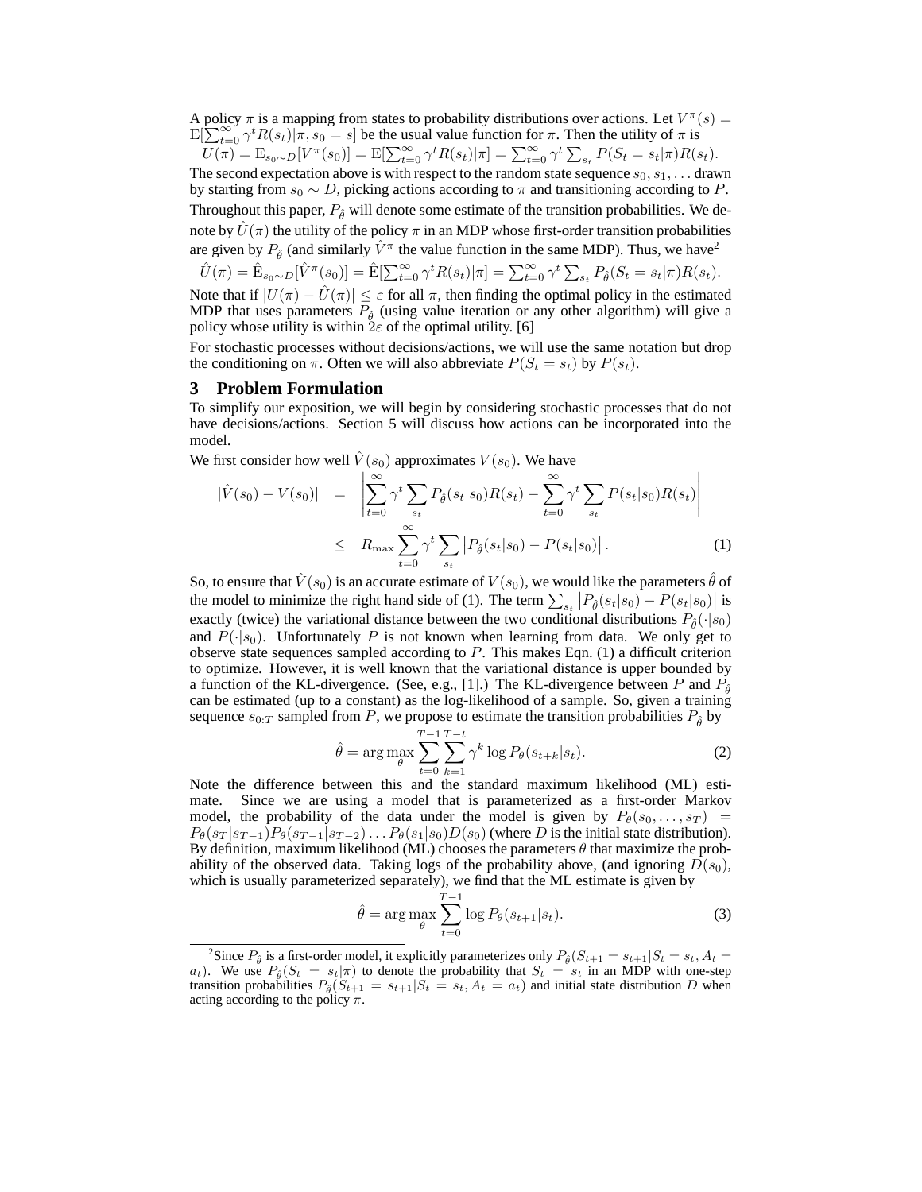A policy $\pi$ is a mapping from states to probability distributions over actions. Let $V^\pi(s) = \mathrm{E}[\sum_{t=0}^{\infty} \gamma^t R(s_t) | \pi, s_0 = s]$ be the usual value function for $\pi$. Then the utility of $\pi$ is

$$U(\pi) = \mathrm{E}_{s_0 \sim D}[V^\pi(s_0)] = \mathrm{E}[\sum_{t=0}^{\infty} \gamma^t R(s_t) | \pi] = \sum_{t=0}^{\infty} \gamma^t \sum_{s_t} P(S_t = s_t | \pi) R(s_t).$$

The second expectation above is with respect to the random state sequence $s_0, s_1, \ldots$ drawn by starting from $s_0 \sim D$, picking actions according to $\pi$ and transitioning according to $P$.

Throughout this paper, $P_{\hat{\theta}}$ will denote some estimate of the transition probabilities. We denote by $\hat{U}(\pi)$ the utility of the policy $\pi$ in an MDP whose first-order transition probabilities are given by $P_{\hat{\theta}}$ (and similarly $\hat{V}^\pi$ the value function in the same MDP). Thus, we have[2]

$$\hat{U}(\pi) = \hat{\mathrm{E}}_{s_0 \sim D}[\hat{V}^\pi(s_0)] = \hat{\mathrm{E}}[\sum_{t=0}^{\infty} \gamma^t R(s_t) | \pi] = \sum_{t=0}^{\infty} \gamma^t \sum_{s_t} P_{\hat{\theta}}(S_t = s_t | \pi) R(s_t).$$

Note that if $|U(\pi) - \hat{U}(\pi)| \leq \varepsilon$ for all $\pi$, then finding the optimal policy in the estimated MDP that uses parameters $P_{\hat{\theta}}$ (using value iteration or any other algorithm) will give a policy whose utility is within $2\varepsilon$ of the optimal utility. [6]

For stochastic processes without decisions/actions, we will use the same notation but drop the conditioning on $\pi$. Often we will also abbreviate $P(S_t = s_t)$ by $P(s_t)$.

## 3 Problem Formulation

To simplify our exposition, we will begin by considering stochastic processes that do not have decisions/actions. Section 5 will discuss how actions can be incorporated into the model.

We first consider how well $\hat{V}(s_0)$ approximates $V(s_0)$. We have

$$\begin{aligned} |\hat{V}(s_0) - V(s_0)| &= \left| \sum_{t=0}^{\infty} \gamma^t \sum_{s_t} P_{\hat{\theta}}(s_t | s_0) R(s_t) - \sum_{t=0}^{\infty} \gamma^t \sum_{s_t} P(s_t | s_0) R(s_t) \right| \\ &\leq R_{\max} \sum_{t=0}^{\infty} \gamma^t \sum_{s_t} \left| P_{\hat{\theta}}(s_t | s_0) - P(s_t | s_0) \right|. \end{aligned} \tag{1}$$

So, to ensure that $\hat{V}(s_0)$ is an accurate estimate of $V(s_0)$, we would like the parameters $\hat{\theta}$ of the model to minimize the right hand side of (1). The term $\sum_{s_t} \left| P_{\hat{\theta}}(s_t | s_0) - P(s_t | s_0) \right|$ is exactly (twice) the variational distance between the two conditional distributions $P_{\hat{\theta}}(\cdot | s_0)$ and $P(\cdot | s_0)$. Unfortunately $P$ is not known when learning from data. We only get to observe state sequences sampled according to $P$. This makes Eqn. (1) a difficult criterion to optimize. However, it is well known that the variational distance is upper bounded by a function of the KL-divergence. (See, e.g., [1].) The KL-divergence between $P$ and $P_{\hat{\theta}}$ can be estimated (up to a constant) as the log-likelihood of a sample. So, given a training sequence $s_{0:T}$ sampled from $P$, we propose to estimate the transition probabilities $P_{\hat{\theta}}$ by

$$\hat{\theta} = \arg\max_{\theta} \sum_{t=0}^{T-1} \sum_{k=1}^{T-t} \gamma^k \log P_\theta(s_{t+k} | s_t). \tag{2}$$

Note the difference between this and the standard maximum likelihood (ML) estimate. Since we are using a model that is parameterized as a first-order Markov model, the probability of the data under the model is given by $P_\theta(s_0, \ldots, s_T) = P_\theta(s_T | s_{T-1}) P_\theta(s_{T-1} | s_{T-2}) \ldots P_\theta(s_1 | s_0) D(s_0)$ (where $D$ is the initial state distribution). By definition, maximum likelihood (ML) chooses the parameters $\theta$ that maximize the probability of the observed data. Taking logs of the probability above, (and ignoring $D(s_0)$, which is usually parameterized separately), we find that the ML estimate is given by

$$\hat{\theta} = \arg\max_{\theta} \sum_{t=0}^{T-1} \log P_\theta(s_{t+1} | s_t). \tag{3}$$

---

[2] Since $P_{\hat{\theta}}$ is a first-order model, it explicitly parameterizes only $P_{\hat{\theta}}(S_{t+1} = s_{t+1} | S_t = s_t, A_t = a_t)$. We use $P_{\hat{\theta}}(S_t = s_t | \pi)$ to denote the probability that $S_t = s_t$ in an MDP with one-step transition probabilities $P_{\hat{\theta}}(S_{t+1} = s_{t+1} | S_t = s_t, A_t = a_t)$ and initial state distribution $D$ when acting according to the policy $\pi$.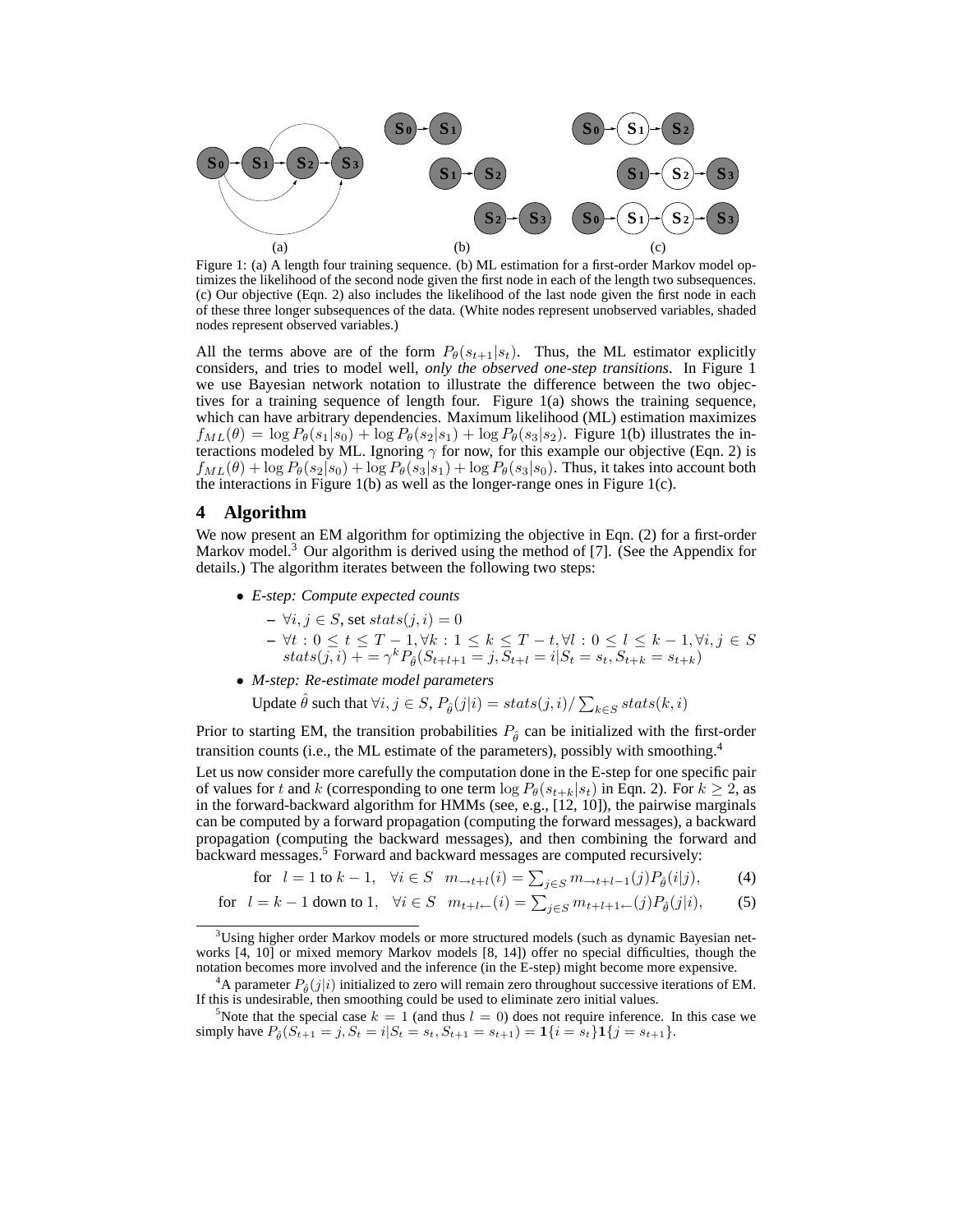Figure 1: (a) A length four training sequence. (b) ML estimation for a first-order Markov model optimizes the likelihood of the second node given the first node in each of the length two subsequences. (c) Our objective (Eqn. 2) also includes the likelihood of the last node given the first node in each of these three longer subsequences of the data. (White nodes represent unobserved variables, shaded nodes represent observed variables.)

All the terms above are of the form $P_\theta(s_{t+1}|s_t)$. Thus, the ML estimator explicitly considers, and tries to model well, *only the observed one-step transitions*. In Figure 1 we use Bayesian network notation to illustrate the difference between the two objectives for a training sequence of length four. Figure 1(a) shows the training sequence, which can have arbitrary dependencies. Maximum likelihood (ML) estimation maximizes $f_{ML}(\theta) = \log P_\theta(s_1|s_0) + \log P_\theta(s_2|s_1) + \log P_\theta(s_3|s_2)$. Figure 1(b) illustrates the interactions modeled by ML. Ignoring $\gamma$ for now, for this example our objective (Eqn. 2) is $f_{ML}(\theta) + \log P_\theta(s_2|s_0) + \log P_\theta(s_3|s_1) + \log P_\theta(s_3|s_0)$. Thus, it takes into account both the interactions in Figure 1(b) as well as the longer-range ones in Figure 1(c).

## 4 Algorithm

We now present an EM algorithm for optimizing the objective in Eqn. (2) for a first-order Markov model.[3] Our algorithm is derived using the method of [7]. (See the Appendix for details.) The algorithm iterates between the following two steps:

- *E-step: Compute expected counts*
  - $\forall i, j \in S$, set $stats(j, i) = 0$
  - $\forall t : 0 \le t \le T-1, \forall k : 1 \le k \le T-t, \forall l : 0 \le l \le k-1, \forall i, j \in S$ $stats(j,i) \mathrel{+}= \gamma^k P_{\hat\theta}(S_{t+l+1} = j, S_{t+l} = i | S_t = s_t, S_{t+k} = s_{t+k})$
- *M-step: Re-estimate model parameters*

  Update $\hat\theta$ such that $\forall i, j \in S$, $P_{\hat\theta}(j|i) = stats(j,i) / \sum_{k \in S} stats(k,i)$

Prior to starting EM, the transition probabilities $P_{\hat\theta}$ can be initialized with the first-order transition counts (i.e., the ML estimate of the parameters), possibly with smoothing.[4]

Let us now consider more carefully the computation done in the E-step for one specific pair of values for $t$ and $k$ (corresponding to one term $\log P_\theta(s_{t+k}|s_t)$ in Eqn. 2). For $k \ge 2$, as in the forward-backward algorithm for HMMs (see, e.g., [12, 10]), the pairwise marginals can be computed by a forward propagation (computing the forward messages), a backward propagation (computing the backward messages), and then combining the forward and backward messages.[5] Forward and backward messages are computed recursively:

$$\text{for} \quad l = 1 \text{ to } k-1, \quad \forall i \in S \quad m_{\to t+l}(i) = \sum_{j \in S} m_{\to t+l-1}(j) P_{\hat\theta}(i|j), \qquad (4)$$

$$\text{for} \quad l = k-1 \text{ down to } 1, \quad \forall i \in S \quad m_{t+l\leftarrow}(i) = \sum_{j \in S} m_{t+l+1\leftarrow}(j) P_{\hat\theta}(j|i), \qquad (5)$$

---

[3] Using higher order Markov models or more structured models (such as dynamic Bayesian networks [4, 10] or mixed memory Markov models [8, 14]) offer no special difficulties, though the notation becomes more involved and the inference (in the E-step) might become more expensive.

[4] A parameter $P_{\hat\theta}(j|i)$ initialized to zero will remain zero throughout successive iterations of EM. If this is undesirable, then smoothing could be used to eliminate zero initial values.

[5] Note that the special case $k = 1$ (and thus $l = 0$) does not require inference. In this case we simply have $P_{\hat\theta}(S_{t+1} = j, S_t = i | S_t = s_t, S_{t+1} = s_{t+1}) = \mathbf{1}\{i = s_t\}\mathbf{1}\{j = s_{t+1}\}$.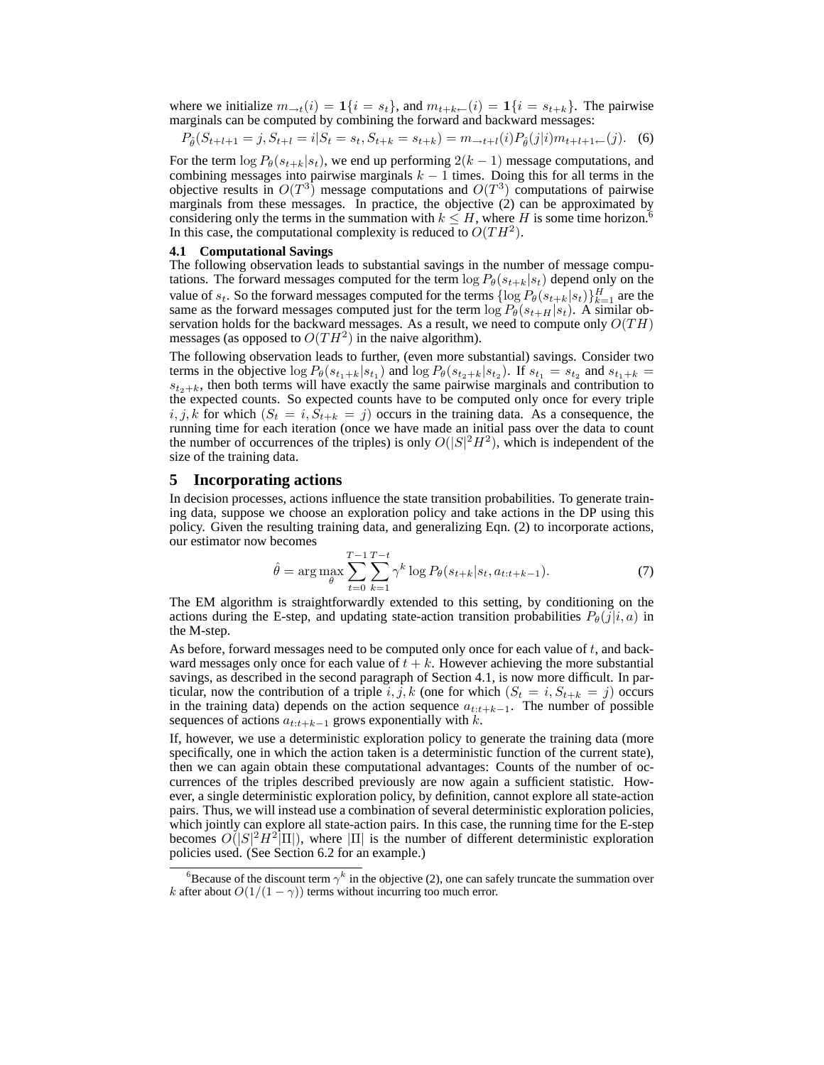where we initialize $m_{\rightarrow t}(i) = \mathbf{1}\{i = s_t\}$, and $m_{t+k\leftarrow}(i) = \mathbf{1}\{i = s_{t+k}\}$. The pairwise marginals can be computed by combining the forward and backward messages:

$$P_{\hat{\theta}}(S_{t+l+1} = j, S_{t+l} = i | S_t = s_t, S_{t+k} = s_{t+k}) = m_{\rightarrow t+l}(i) P_{\hat{\theta}}(j|i) m_{t+l+1\leftarrow}(j). \quad (6)$$

For the term $\log P_\theta(s_{t+k}|s_t)$, we end up performing $2(k-1)$ message computations, and combining messages into pairwise marginals $k-1$ times. Doing this for all terms in the objective results in $O(T^3)$ message computations and $O(T^3)$ computations of pairwise marginals from these messages. In practice, the objective (2) can be approximated by considering only the terms in the summation with $k \leq H$, where $H$ is some time horizon.[6] In this case, the computational complexity is reduced to $O(TH^2)$.

### 4.1 Computational Savings

The following observation leads to substantial savings in the number of message computations. The forward messages computed for the term $\log P_\theta(s_{t+k}|s_t)$ depend only on the value of $s_t$. So the forward messages computed for the terms $\{\log P_\theta(s_{t+k}|s_t)\}_{k=1}^{H}$ are the same as the forward messages computed just for the term $\log P_\theta(s_{t+H}|s_t)$. A similar observation holds for the backward messages. As a result, we need to compute only $O(TH)$ messages (as opposed to $O(TH^2)$ in the naive algorithm).

The following observation leads to further, (even more substantial) savings. Consider two terms in the objective $\log P_\theta(s_{t_1+k}|s_{t_1})$ and $\log P_\theta(s_{t_2+k}|s_{t_2})$. If $s_{t_1} = s_{t_2}$ and $s_{t_1+k} = s_{t_2+k}$, then both terms will have exactly the same pairwise marginals and contribution to the expected counts. So expected counts have to be computed only once for every triple $i, j, k$ for which $(S_t = i, S_{t+k} = j)$ occurs in the training data. As a consequence, the running time for each iteration (once we have made an initial pass over the data to count the number of occurrences of the triples) is only $O(|S|^2 H^2)$, which is independent of the size of the training data.

## 5 Incorporating actions

In decision processes, actions influence the state transition probabilities. To generate training data, suppose we choose an exploration policy and take actions in the DP using this policy. Given the resulting training data, and generalizing Eqn. (2) to incorporate actions, our estimator now becomes

$$\hat{\theta} = \arg\max_\theta \sum_{t=0}^{T-1} \sum_{k=1}^{T-t} \gamma^k \log P_\theta(s_{t+k}|s_t, a_{t:t+k-1}). \quad (7)$$

The EM algorithm is straightforwardly extended to this setting, by conditioning on the actions during the E-step, and updating state-action transition probabilities $P_\theta(j|i,a)$ in the M-step.

As before, forward messages need to be computed only once for each value of $t$, and backward messages only once for each value of $t+k$. However achieving the more substantial savings, as described in the second paragraph of Section 4.1, is now more difficult. In particular, now the contribution of a triple $i, j, k$ (one for which $(S_t = i, S_{t+k} = j)$ occurs in the training data) depends on the action sequence $a_{t:t+k-1}$. The number of possible sequences of actions $a_{t:t+k-1}$ grows exponentially with $k$.

If, however, we use a deterministic exploration policy to generate the training data (more specifically, one in which the action taken is a deterministic function of the current state), then we can again obtain these computational advantages: Counts of the number of occurrences of the triples described previously are now again a sufficient statistic. However, a single deterministic exploration policy, by definition, cannot explore all state-action pairs. Thus, we will instead use a combination of several deterministic exploration policies, which jointly can explore all state-action pairs. In this case, the running time for the E-step becomes $O(|S|^2 H^2 |\Pi|)$, where $|\Pi|$ is the number of different deterministic exploration policies used. (See Section 6.2 for an example.)

[6] Because of the discount term $\gamma^k$ in the objective (2), one can safely truncate the summation over $k$ after about $O(1/(1-\gamma))$ terms without incurring too much error.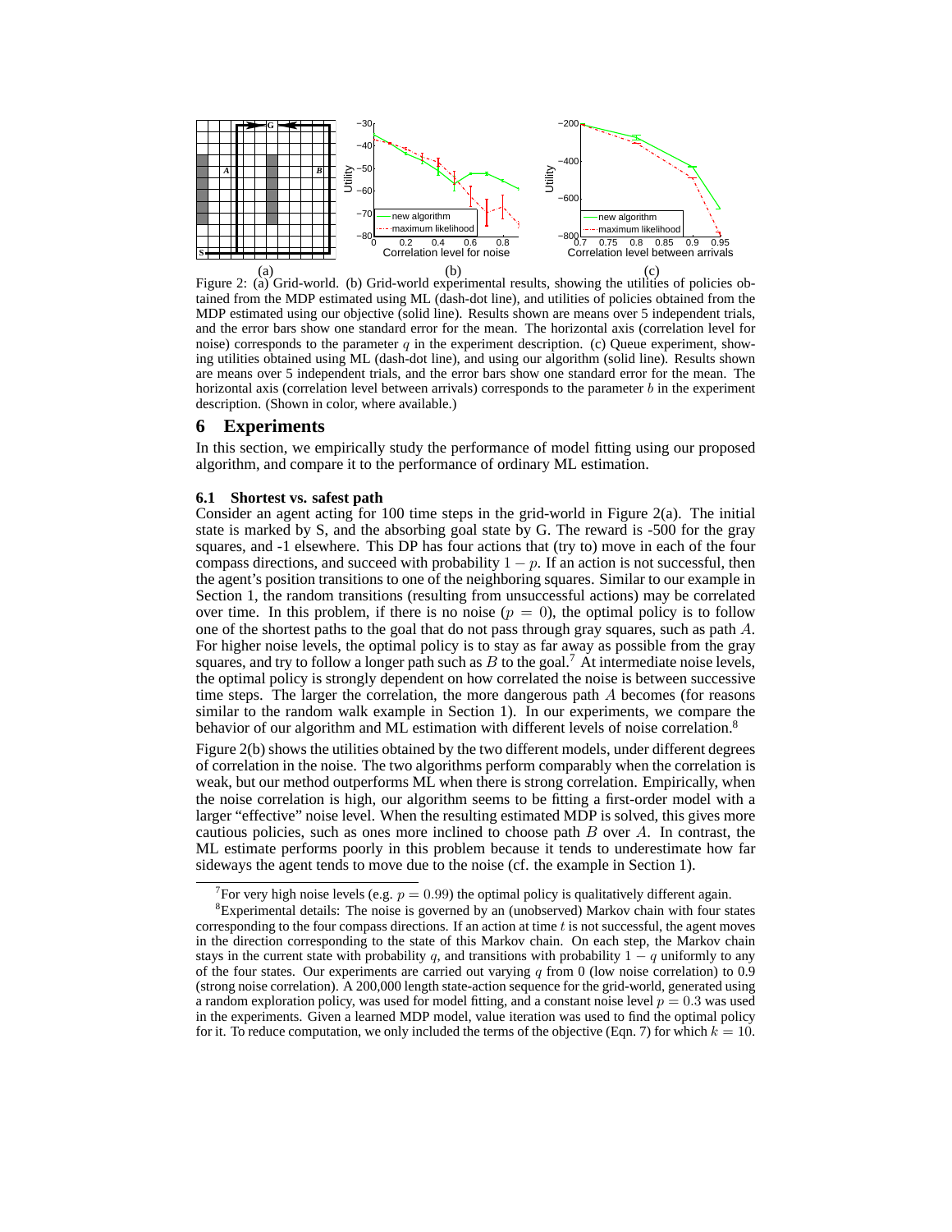Figure 2: (a) Grid-world. (b) Grid-world experimental results, showing the utilities of policies obtained from the MDP estimated using ML (dash-dot line), and utilities of policies obtained from the MDP estimated using our objective (solid line). Results shown are means over 5 independent trials, and the error bars show one standard error for the mean. The horizontal axis (correlation level for noise) corresponds to the parameter $q$ in the experiment description. (c) Queue experiment, showing utilities obtained using ML (dash-dot line), and using our algorithm (solid line). Results shown are means over 5 independent trials, and the error bars show one standard error for the mean. The horizontal axis (correlation level between arrivals) corresponds to the parameter $b$ in the experiment description. (Shown in color, where available.)

## 6 Experiments

In this section, we empirically study the performance of model fitting using our proposed algorithm, and compare it to the performance of ordinary ML estimation.

### 6.1 Shortest vs. safest path

Consider an agent acting for 100 time steps in the grid-world in Figure 2(a). The initial state is marked by S, and the absorbing goal state by G. The reward is -500 for the gray squares, and -1 elsewhere. This DP has four actions that (try to) move in each of the four compass directions, and succeed with probability $1 - p$. If an action is not successful, then the agent's position transitions to one of the neighboring squares. Similar to our example in Section 1, the random transitions (resulting from unsuccessful actions) may be correlated over time. In this problem, if there is no noise ($p = 0$), the optimal policy is to follow one of the shortest paths to the goal that do not pass through gray squares, such as path $A$. For higher noise levels, the optimal policy is to stay as far away as possible from the gray squares, and try to follow a longer path such as $B$ to the goal.[7] At intermediate noise levels, the optimal policy is strongly dependent on how correlated the noise is between successive time steps. The larger the correlation, the more dangerous path $A$ becomes (for reasons similar to the random walk example in Section 1). In our experiments, we compare the behavior of our algorithm and ML estimation with different levels of noise correlation.[8]

Figure 2(b) shows the utilities obtained by the two different models, under different degrees of correlation in the noise. The two algorithms perform comparably when the correlation is weak, but our method outperforms ML when there is strong correlation. Empirically, when the noise correlation is high, our algorithm seems to be fitting a first-order model with a larger "effective" noise level. When the resulting estimated MDP is solved, this gives more cautious policies, such as ones more inclined to choose path $B$ over $A$. In contrast, the ML estimate performs poorly in this problem because it tends to underestimate how far sideways the agent tends to move due to the noise (cf. the example in Section 1).

[7] For very high noise levels (e.g. $p = 0.99$) the optimal policy is qualitatively different again.

[8] Experimental details: The noise is governed by an (unobserved) Markov chain with four states corresponding to the four compass directions. If an action at time $t$ is not successful, then the agent moves in the direction corresponding to the state of this Markov chain. On each step, the Markov chain stays in the current state with probability $q$, and transitions with probability $1 - q$ uniformly to any of the four states. Our experiments are carried out varying $q$ from 0 (low noise correlation) to 0.9 (strong noise correlation). A 200,000 length state-action sequence for the grid-world, generated using a random exploration policy, was used for model fitting, and a constant noise level $p = 0.3$ was used in the experiments. Given a learned MDP model, value iteration was used to find the optimal policy for it. To reduce computation, we only included the terms of the objective (Eqn. 7) for which $k = 10$.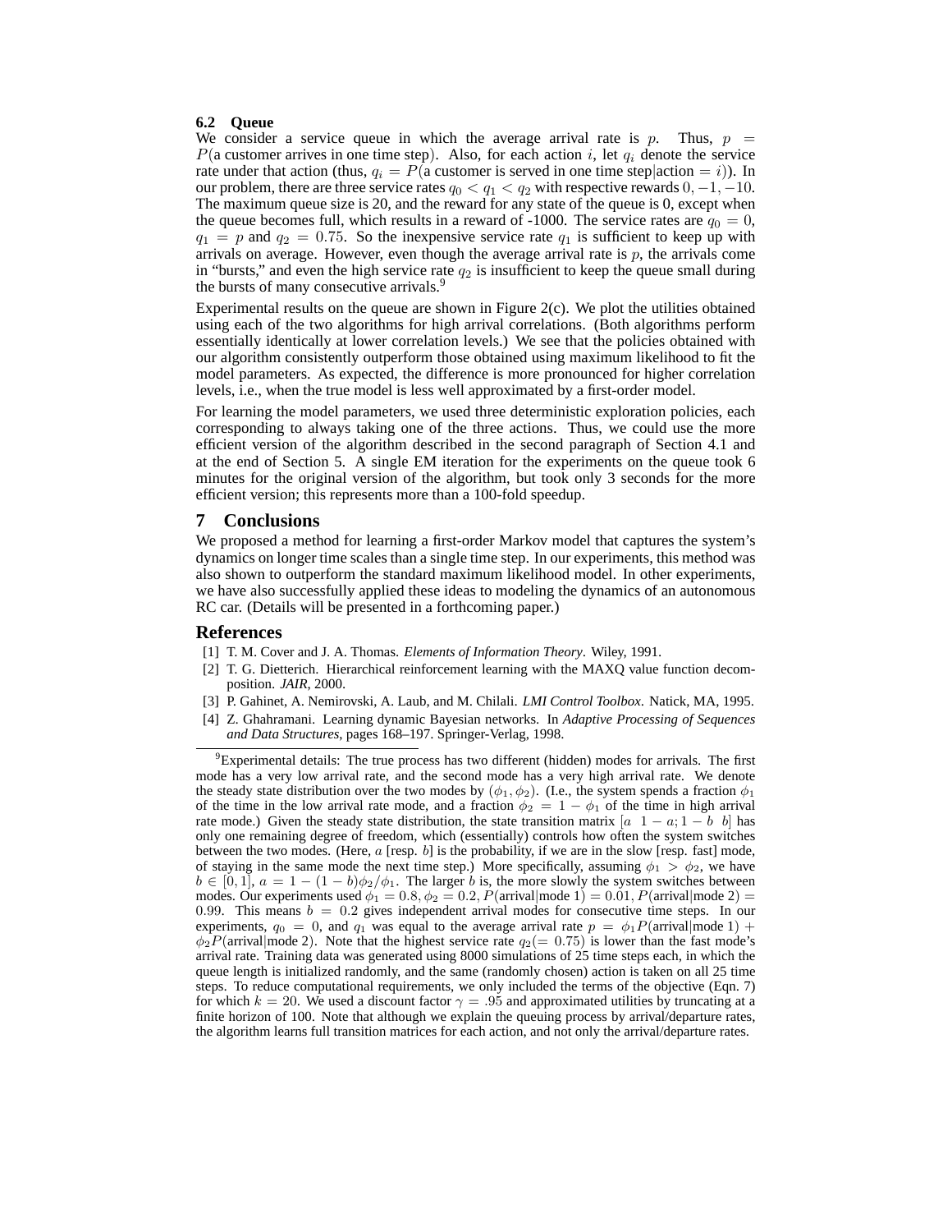### 6.2 Queue

We consider a service queue in which the average arrival rate is $p$. Thus, $p = P(\text{a customer arrives in one time step})$. Also, for each action $i$, let $q_i$ denote the service rate under that action (thus, $q_i = P(\text{a customer is served in one time step}|\text{action} = i)$). In our problem, there are three service rates $q_0 < q_1 < q_2$ with respective rewards $0, -1, -10$. The maximum queue size is 20, and the reward for any state of the queue is 0, except when the queue becomes full, which results in a reward of -1000. The service rates are $q_0 = 0$, $q_1 = p$ and $q_2 = 0.75$. So the inexpensive service rate $q_1$ is sufficient to keep up with arrivals on average. However, even though the average arrival rate is $p$, the arrivals come in "bursts," and even the high service rate $q_2$ is insufficient to keep the queue small during the bursts of many consecutive arrivals.[9]

Experimental results on the queue are shown in Figure 2(c). We plot the utilities obtained using each of the two algorithms for high arrival correlations. (Both algorithms perform essentially identically at lower correlation levels.) We see that the policies obtained with our algorithm consistently outperform those obtained using maximum likelihood to fit the model parameters. As expected, the difference is more pronounced for higher correlation levels, i.e., when the true model is less well approximated by a first-order model.

For learning the model parameters, we used three deterministic exploration policies, each corresponding to always taking one of the three actions. Thus, we could use the more efficient version of the algorithm described in the second paragraph of Section 4.1 and at the end of Section 5. A single EM iteration for the experiments on the queue took 6 minutes for the original version of the algorithm, but took only 3 seconds for the more efficient version; this represents more than a 100-fold speedup.

## 7 Conclusions

We proposed a method for learning a first-order Markov model that captures the system's dynamics on longer time scales than a single time step. In our experiments, this method was also shown to outperform the standard maximum likelihood model. In other experiments, we have also successfully applied these ideas to modeling the dynamics of an autonomous RC car. (Details will be presented in a forthcoming paper.)

## References

[1] T. M. Cover and J. A. Thomas. *Elements of Information Theory*. Wiley, 1991.

[2] T. G. Dietterich. Hierarchical reinforcement learning with the MAXQ value function decomposition. *JAIR*, 2000.

[3] P. Gahinet, A. Nemirovski, A. Laub, and M. Chilali. *LMI Control Toolbox*. Natick, MA, 1995.

[4] Z. Ghahramani. Learning dynamic Bayesian networks. In *Adaptive Processing of Sequences and Data Structures*, pages 168–197. Springer-Verlag, 1998.

---

[9] Experimental details: The true process has two different (hidden) modes for arrivals. The first mode has a very low arrival rate, and the second mode has a very high arrival rate. We denote the steady state distribution over the two modes by $(\phi_1, \phi_2)$. (I.e., the system spends a fraction $\phi_1$ of the time in the low arrival rate mode, and a fraction $\phi_2 = 1 - \phi_1$ of the time in high arrival rate mode.) Given the steady state distribution, the state transition matrix $[a \;\; 1-a; 1-b \;\; b]$ has only one remaining degree of freedom, which (essentially) controls how often the system switches between the two modes. (Here, $a$ [resp. $b$] is the probability, if we are in the slow [resp. fast] mode, of staying in the same mode the next time step.) More specifically, assuming $\phi_1 > \phi_2$, we have $b \in [0, 1]$, $a = 1 - (1-b)\phi_2/\phi_1$. The larger $b$ is, the more slowly the system switches between modes. Our experiments used $\phi_1 = 0.8, \phi_2 = 0.2, P(\text{arrival}|\text{mode 1}) = 0.01, P(\text{arrival}|\text{mode 2}) = 0.99$. This means $b = 0.2$ gives independent arrival modes for consecutive time steps. In our experiments, $q_0 = 0$, and $q_1$ was equal to the average arrival rate $p = \phi_1 P(\text{arrival}|\text{mode 1}) + \phi_2 P(\text{arrival}|\text{mode 2})$. Note that the highest service rate $q_2 (= 0.75)$ is lower than the fast mode's arrival rate. Training data was generated using 8000 simulations of 25 time steps each, in which the queue length is initialized randomly, and the same (randomly chosen) action is taken on all 25 time steps. To reduce computational requirements, we only included the terms of the objective (Eqn. 7) for which $k = 20$. We used a discount factor $\gamma = .95$ and approximated utilities by truncating at a finite horizon of 100. Note that although we explain the queuing process by arrival/departure rates, the algorithm learns full transition matrices for each action, and not only the arrival/departure rates.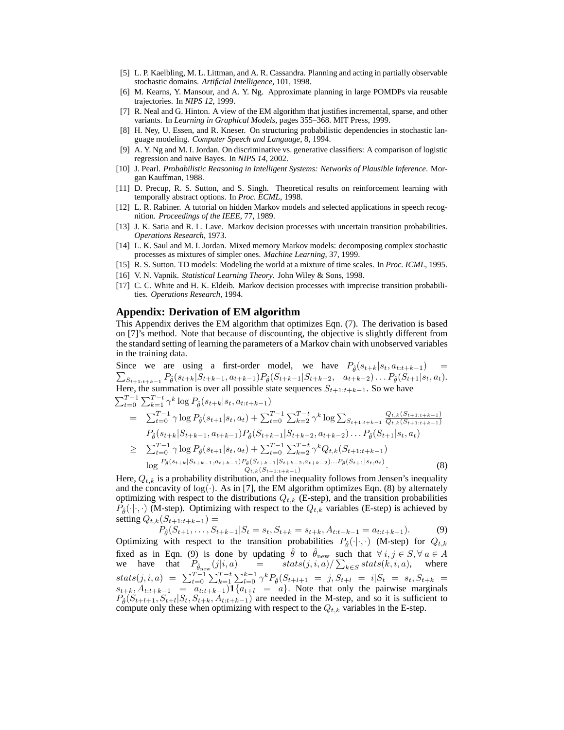[5] L. P. Kaelbling, M. L. Littman, and A. R. Cassandra. Planning and acting in partially observable stochastic domains. *Artificial Intelligence*, 101, 1998.

[6] M. Kearns, Y. Mansour, and A. Y. Ng. Approximate planning in large POMDPs via reusable trajectories. In *NIPS 12*, 1999.

[7] R. Neal and G. Hinton. A view of the EM algorithm that justifies incremental, sparse, and other variants. In *Learning in Graphical Models*, pages 355–368. MIT Press, 1999.

[8] H. Ney, U. Essen, and R. Kneser. On structuring probabilistic dependencies in stochastic language modeling. *Computer Speech and Language*, 8, 1994.

[9] A. Y. Ng and M. I. Jordan. On discriminative vs. generative classifiers: A comparison of logistic regression and naive Bayes. In *NIPS 14*, 2002.

[10] J. Pearl. *Probabilistic Reasoning in Intelligent Systems: Networks of Plausible Inference*. Morgan Kauffman, 1988.

[11] D. Precup, R. S. Sutton, and S. Singh. Theoretical results on reinforcement learning with temporally abstract options. In *Proc. ECML*, 1998.

[12] L. R. Rabiner. A tutorial on hidden Markov models and selected applications in speech recognition. *Proceedings of the IEEE*, 77, 1989.

[13] J. K. Satia and R. L. Lave. Markov decision processes with uncertain transition probabilities. *Operations Research*, 1973.

[14] L. K. Saul and M. I. Jordan. Mixed memory Markov models: decomposing complex stochastic processes as mixtures of simpler ones. *Machine Learning*, 37, 1999.

[15] R. S. Sutton. TD models: Modeling the world at a mixture of time scales. In *Proc. ICML*, 1995.

[16] V. N. Vapnik. *Statistical Learning Theory*. John Wiley & Sons, 1998.

[17] C. C. White and H. K. Eldeib. Markov decision processes with imprecise transition probabilities. *Operations Research*, 1994.

## Appendix: Derivation of EM algorithm

This Appendix derives the EM algorithm that optimizes Eqn. (7). The derivation is based on [7]'s method. Note that because of discounting, the objective is slightly different from the standard setting of learning the parameters of a Markov chain with unobserved variables in the training data.

Since we are using a first-order model, we have $P_{\hat\theta}(s_{t+k}|s_t, a_{t:t+k-1}) = \sum_{S_{t+1:t+k-1}} P_{\hat\theta}(s_{t+k}|S_{t+k-1}, a_{t+k-1})P_{\hat\theta}(S_{t+k-1}|S_{t+k-2}, \quad a_{t+k-2})\dots P_{\hat\theta}(S_{t+1}|s_t, a_t)$. Here, the summation is over all possible state sequences $S_{t+1:t+k-1}$. So we have

$$
\begin{aligned}
&\sum_{t=0}^{T-1}\sum_{k=1}^{T-t}\gamma^k \log P_{\hat\theta}(s_{t+k}|s_t, a_{t:t+k-1}) \\
&= \sum_{t=0}^{T-1}\gamma \log P_{\hat\theta}(s_{t+1}|s_t, a_t) + \sum_{t=0}^{T-1}\sum_{k=2}^{T-t}\gamma^k \log \sum_{S_{t+1:t+k-1}} \frac{Q_{t,k}(S_{t+1:t+k-1})}{Q_{t,k}(S_{t+1:t+k-1})} \\
&\qquad P_{\hat\theta}(s_{t+k}|S_{t+k-1}, a_{t+k-1})P_{\hat\theta}(S_{t+k-1}|S_{t+k-2}, a_{t+k-2})\dots P_{\hat\theta}(S_{t+1}|s_t, a_t) \\
&\geq \sum_{t=0}^{T-1}\gamma \log P_{\hat\theta}(s_{t+1}|s_t, a_t) + \sum_{t=0}^{T-1}\sum_{k=2}^{T-t}\gamma^k Q_{t,k}(S_{t+1:t+k-1}) \\
&\qquad \log \frac{P_{\hat\theta}(s_{t+k}|S_{t+k-1}, a_{t+k-1})P_{\hat\theta}(S_{t+k-1}|S_{t+k-2}, a_{t+k-2})\dots P_{\hat\theta}(S_{t+1}|s_t, a_t)}{Q_{t,k}(S_{t+1:t+k-1})}. \qquad (8)
\end{aligned}
$$

Here, $Q_{t,k}$ is a probability distribution, and the inequality follows from Jensen's inequality and the concavity of $\log(\cdot)$. As in [7], the EM algorithm optimizes Eqn. (8) by alternately optimizing with respect to the distributions $Q_{t,k}$ (E-step), and the transition probabilities $P_{\hat\theta}(\cdot|\cdot,\cdot)$ (M-step). Optimizing with respect to the $Q_{t,k}$ variables (E-step) is achieved by setting $Q_{t,k}(S_{t+1:t+k-1}) =$

$$
P_{\hat\theta}(S_{t+1}, \dots, S_{t+k-1}|S_t = s_t, S_{t+k} = s_{t+k}, A_{t:t+k-1} = a_{t:t+k-1}). \qquad (9)
$$

Optimizing with respect to the transition probabilities $P_{\hat\theta}(\cdot|\cdot,\cdot)$ (M-step) for $Q_{t,k}$ fixed as in Eqn. (9) is done by updating $\hat\theta$ to $\hat\theta_{\rm new}$ such that $\forall\, i, j \in S, \forall\, a \in A$ we have that $P_{\hat\theta_{\rm new}}(j|i,a) = stats(j,i,a)/\sum_{k\in S} stats(k,i,a)$, where $stats(j,i,a) = \sum_{t=0}^{T-1}\sum_{k=1}^{T-t}\sum_{l=0}^{k-1}\gamma^k P_{\hat\theta}(S_{t+l+1} = j, S_{t+l} = i|S_t = s_t, S_{t+k} = s_{t+k}, A_{t:t+k-1} = a_{t:t+k-1})\mathbf{1}\{a_{t+l} = a\}$. Note that only the pairwise marginals $P_{\hat\theta}(S_{t+l+1}, S_{t+l}|S_t, S_{t+k}, A_{t:t+k-1})$ are needed in the M-step, and so it is sufficient to compute only these when optimizing with respect to the $Q_{t,k}$ variables in the E-step.